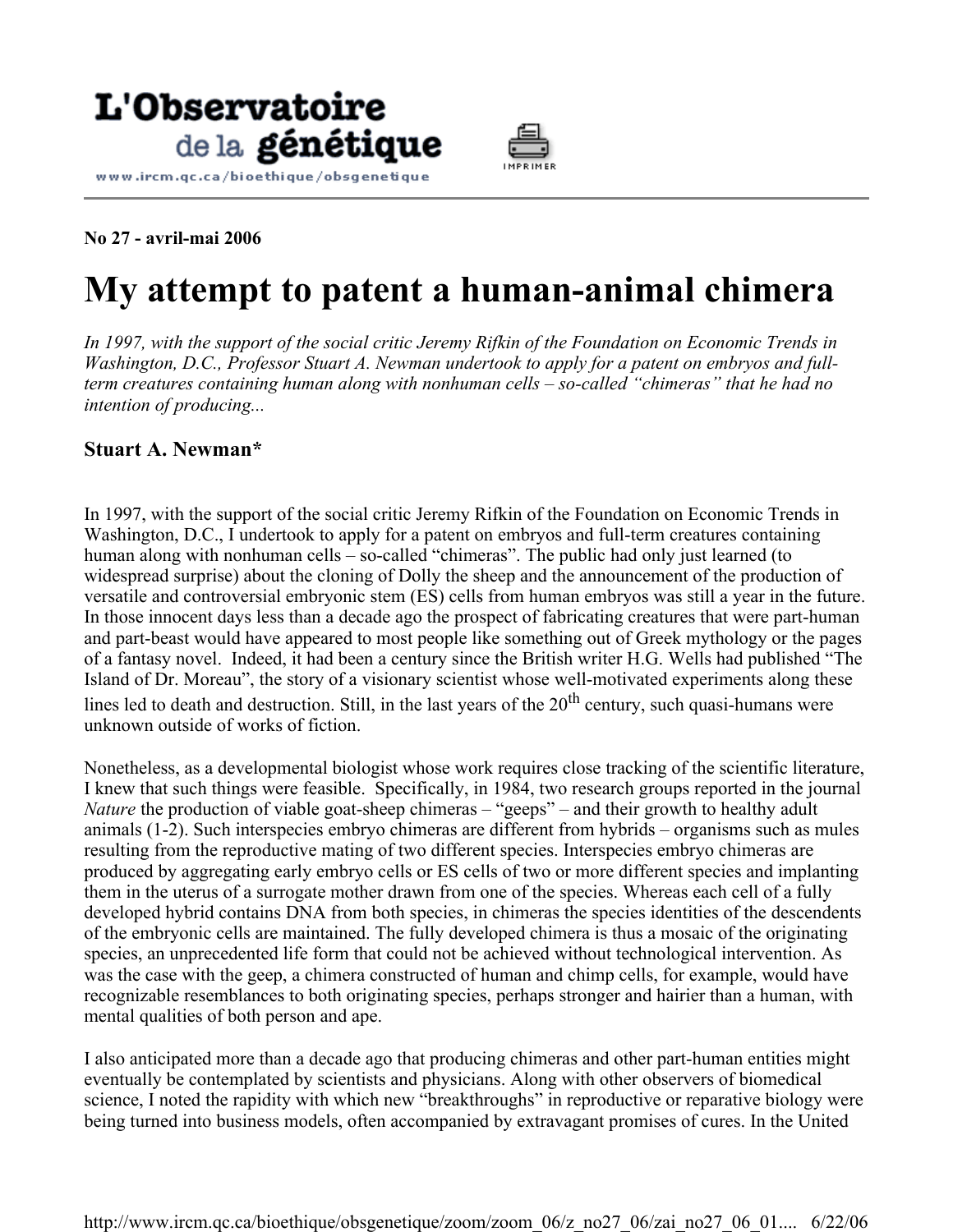L'Observatoire de la génétique

www.ircm.qc.ca/bioethique/obsgenetique

**No 27 - avril-mai 2006**

# My attempt to patent a human-animal chimera

*In 1997, with the support of the social critic Jeremy Rifkin of the Foundation on Economic Trends in Washington, D.C., Professor Stuart A. Newman undertook to apply for a patent on embryos and full-term creatures containing human along with nonhuman cells – so-called "chimeras" that he had no intention of producing...*

### Stuart A. Newman*

In 1997, with the support of the social critic Jeremy Rifkin of the Foundation on Economic Trends in Washington, D.C., I undertook to apply for a patent on embryos and full-term creatures containing human along with nonhuman cells – so-called "chimeras". The public had only just learned (to widespread surprise) about the cloning of Dolly the sheep and the announcement of the production of versatile and controversial embryonic stem (ES) cells from human embryos was still a year in the future. In those innocent days less than a decade ago the prospect of fabricating creatures that were part-human and part-beast would have appeared to most people like something out of Greek mythology or the pages of a fantasy novel. Indeed, it had been a century since the British writer H.G. Wells had published "The Island of Dr. Moreau", the story of a visionary scientist whose well-motivated experiments along these lines led to death and destruction. Still, in the last years of the 20th century, such quasi-humans were unknown outside of works of fiction.

Nonetheless, as a developmental biologist whose work requires close tracking of the scientific literature, I knew that such things were feasible. Specifically, in 1984, two research groups reported in the journal *Nature* the production of viable goat-sheep chimeras – "geeps" – and their growth to healthy adult animals (1-2). Such interspecies embryo chimeras are different from hybrids – organisms such as mules resulting from the reproductive mating of two different species. Interspecies embryo chimeras are produced by aggregating early embryo cells or ES cells of two or more different species and implanting them in the uterus of a surrogate mother drawn from one of the species. Whereas each cell of a fully developed hybrid contains DNA from both species, in chimeras the species identities of the descendents of the embryonic cells are maintained. The fully developed chimera is thus a mosaic of the originating species, an unprecedented life form that could not be achieved without technological intervention. As was the case with the geep, a chimera constructed of human and chimp cells, for example, would have recognizable resemblances to both originating species, perhaps stronger and hairier than a human, with mental qualities of both person and ape.

I also anticipated more than a decade ago that producing chimeras and other part-human entities might eventually be contemplated by scientists and physicians. Along with other observers of biomedical science, I noted the rapidity with which new "breakthroughs" in reproductive or reparative biology were being turned into business models, often accompanied by extravagant promises of cures. In the United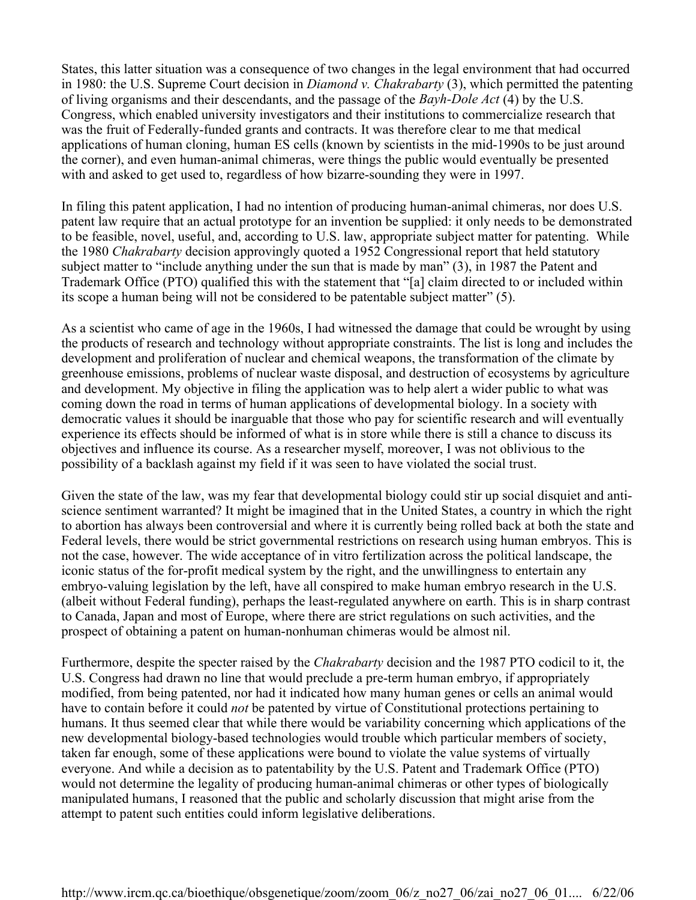States, this latter situation was a consequence of two changes in the legal environment that had occurred in 1980: the U.S. Supreme Court decision in *Diamond v. Chakrabarty* (3), which permitted the patenting of living organisms and their descendants, and the passage of the *Bayh-Dole Act* (4) by the U.S. Congress, which enabled university investigators and their institutions to commercialize research that was the fruit of Federally-funded grants and contracts. It was therefore clear to me that medical applications of human cloning, human ES cells (known by scientists in the mid-1990s to be just around the corner), and even human-animal chimeras, were things the public would eventually be presented with and asked to get used to, regardless of how bizarre-sounding they were in 1997.

In filing this patent application, I had no intention of producing human-animal chimeras, nor does U.S. patent law require that an actual prototype for an invention be supplied: it only needs to be demonstrated to be feasible, novel, useful, and, according to U.S. law, appropriate subject matter for patenting. While the 1980 *Chakrabarty* decision approvingly quoted a 1952 Congressional report that held statutory subject matter to "include anything under the sun that is made by man" (3), in 1987 the Patent and Trademark Office (PTO) qualified this with the statement that "[a] claim directed to or included within its scope a human being will not be considered to be patentable subject matter" (5).

As a scientist who came of age in the 1960s, I had witnessed the damage that could be wrought by using the products of research and technology without appropriate constraints. The list is long and includes the development and proliferation of nuclear and chemical weapons, the transformation of the climate by greenhouse emissions, problems of nuclear waste disposal, and destruction of ecosystems by agriculture and development. My objective in filing the application was to help alert a wider public to what was coming down the road in terms of human applications of developmental biology. In a society with democratic values it should be inarguable that those who pay for scientific research and will eventually experience its effects should be informed of what is in store while there is still a chance to discuss its objectives and influence its course. As a researcher myself, moreover, I was not oblivious to the possibility of a backlash against my field if it was seen to have violated the social trust.

Given the state of the law, was my fear that developmental biology could stir up social disquiet and anti-science sentiment warranted? It might be imagined that in the United States, a country in which the right to abortion has always been controversial and where it is currently being rolled back at both the state and Federal levels, there would be strict governmental restrictions on research using human embryos. This is not the case, however. The wide acceptance of in vitro fertilization across the political landscape, the iconic status of the for-profit medical system by the right, and the unwillingness to entertain any embryo-valuing legislation by the left, have all conspired to make human embryo research in the U.S. (albeit without Federal funding), perhaps the least-regulated anywhere on earth. This is in sharp contrast to Canada, Japan and most of Europe, where there are strict regulations on such activities, and the prospect of obtaining a patent on human-nonhuman chimeras would be almost nil.

Furthermore, despite the specter raised by the *Chakrabarty* decision and the 1987 PTO codicil to it, the U.S. Congress had drawn no line that would preclude a pre-term human embryo, if appropriately modified, from being patented, nor had it indicated how many human genes or cells an animal would have to contain before it could *not* be patented by virtue of Constitutional protections pertaining to humans. It thus seemed clear that while there would be variability concerning which applications of the new developmental biology-based technologies would trouble which particular members of society, taken far enough, some of these applications were bound to violate the value systems of virtually everyone. And while a decision as to patentability by the U.S. Patent and Trademark Office (PTO) would not determine the legality of producing human-animal chimeras or other types of biologically manipulated humans, I reasoned that the public and scholarly discussion that might arise from the attempt to patent such entities could inform legislative deliberations.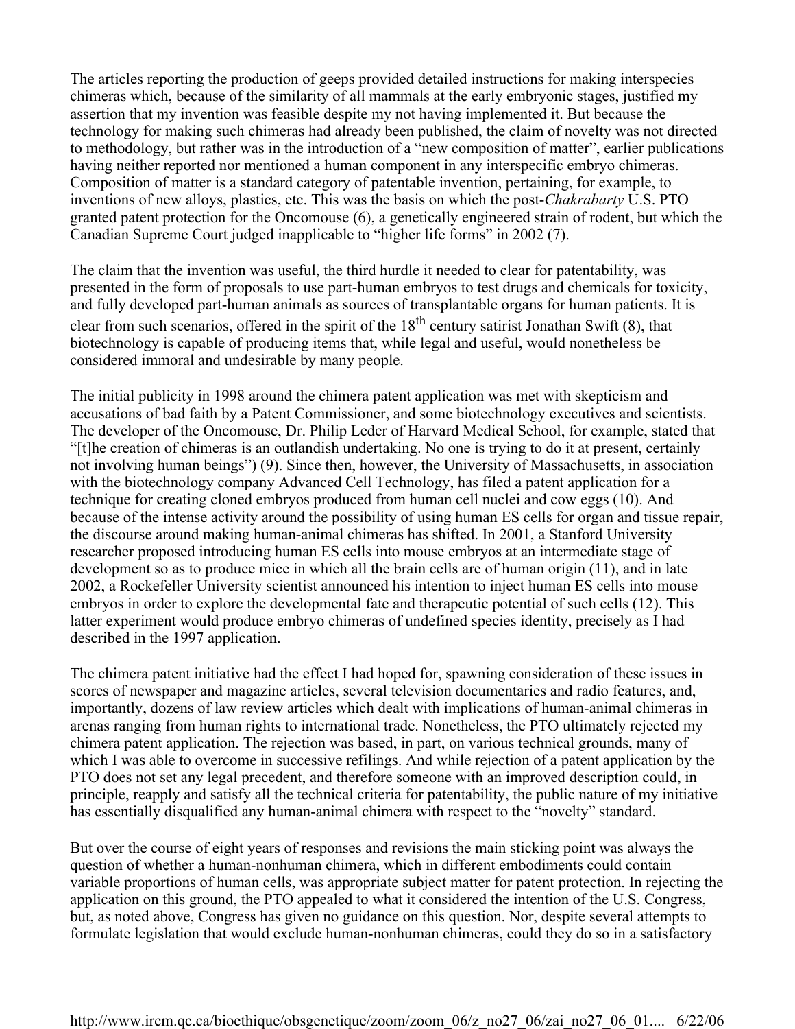The articles reporting the production of geeps provided detailed instructions for making interspecies chimeras which, because of the similarity of all mammals at the early embryonic stages, justified my assertion that my invention was feasible despite my not having implemented it. But because the technology for making such chimeras had already been published, the claim of novelty was not directed to methodology, but rather was in the introduction of a "new composition of matter", earlier publications having neither reported nor mentioned a human component in any interspecific embryo chimeras. Composition of matter is a standard category of patentable invention, pertaining, for example, to inventions of new alloys, plastics, etc. This was the basis on which the post-*Chakrabarty* U.S. PTO granted patent protection for the Oncomouse (6), a genetically engineered strain of rodent, but which the Canadian Supreme Court judged inapplicable to "higher life forms" in 2002 (7).

The claim that the invention was useful, the third hurdle it needed to clear for patentability, was presented in the form of proposals to use part-human embryos to test drugs and chemicals for toxicity, and fully developed part-human animals as sources of transplantable organs for human patients. It is clear from such scenarios, offered in the spirit of the 18th century satirist Jonathan Swift (8), that biotechnology is capable of producing items that, while legal and useful, would nonetheless be considered immoral and undesirable by many people.

The initial publicity in 1998 around the chimera patent application was met with skepticism and accusations of bad faith by a Patent Commissioner, and some biotechnology executives and scientists. The developer of the Oncomouse, Dr. Philip Leder of Harvard Medical School, for example, stated that "[t]he creation of chimeras is an outlandish undertaking. No one is trying to do it at present, certainly not involving human beings") (9). Since then, however, the University of Massachusetts, in association with the biotechnology company Advanced Cell Technology, has filed a patent application for a technique for creating cloned embryos produced from human cell nuclei and cow eggs (10). And because of the intense activity around the possibility of using human ES cells for organ and tissue repair, the discourse around making human-animal chimeras has shifted. In 2001, a Stanford University researcher proposed introducing human ES cells into mouse embryos at an intermediate stage of development so as to produce mice in which all the brain cells are of human origin (11), and in late 2002, a Rockefeller University scientist announced his intention to inject human ES cells into mouse embryos in order to explore the developmental fate and therapeutic potential of such cells (12). This latter experiment would produce embryo chimeras of undefined species identity, precisely as I had described in the 1997 application.

The chimera patent initiative had the effect I had hoped for, spawning consideration of these issues in scores of newspaper and magazine articles, several television documentaries and radio features, and, importantly, dozens of law review articles which dealt with implications of human-animal chimeras in arenas ranging from human rights to international trade. Nonetheless, the PTO ultimately rejected my chimera patent application. The rejection was based, in part, on various technical grounds, many of which I was able to overcome in successive refilings. And while rejection of a patent application by the PTO does not set any legal precedent, and therefore someone with an improved description could, in principle, reapply and satisfy all the technical criteria for patentability, the public nature of my initiative has essentially disqualified any human-animal chimera with respect to the "novelty" standard.

But over the course of eight years of responses and revisions the main sticking point was always the question of whether a human-nonhuman chimera, which in different embodiments could contain variable proportions of human cells, was appropriate subject matter for patent protection. In rejecting the application on this ground, the PTO appealed to what it considered the intention of the U.S. Congress, but, as noted above, Congress has given no guidance on this question. Nor, despite several attempts to formulate legislation that would exclude human-nonhuman chimeras, could they do so in a satisfactory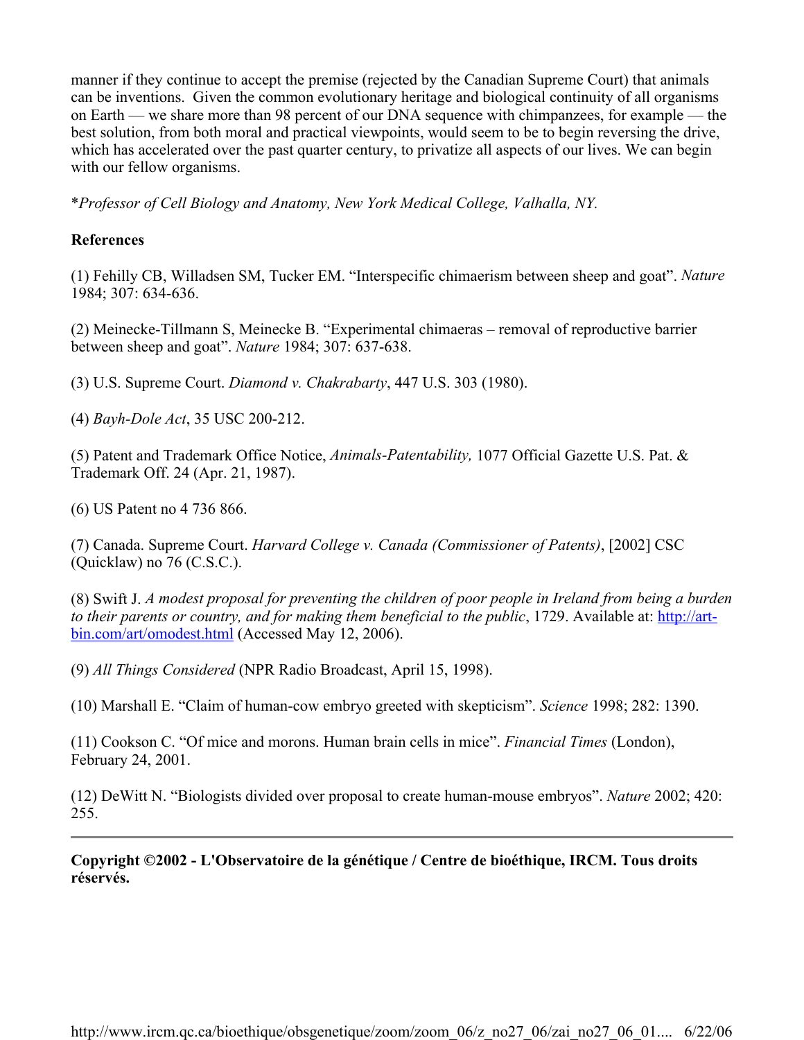manner if they continue to accept the premise (rejected by the Canadian Supreme Court) that animals can be inventions. Given the common evolutionary heritage and biological continuity of all organisms on Earth — we share more than 98 percent of our DNA sequence with chimpanzees, for example — the best solution, from both moral and practical viewpoints, would seem to be to begin reversing the drive, which has accelerated over the past quarter century, to privatize all aspects of our lives. We can begin with our fellow organisms.

**Professor of Cell Biology and Anatomy, New York Medical College, Valhalla, NY.*

**References**

(1) Fehilly CB, Willadsen SM, Tucker EM. “Interspecific chimaerism between sheep and goat”. *Nature* 1984; 307: 634-636.

(2) Meinecke-Tillmann S, Meinecke B. “Experimental chimaeras – removal of reproductive barrier between sheep and goat”. *Nature* 1984; 307: 637-638.

(3) U.S. Supreme Court. *Diamond v. Chakrabarty*, 447 U.S. 303 (1980).

(4) *Bayh-Dole Act*, 35 USC 200-212.

(5) Patent and Trademark Office Notice, *Animals-Patentability,* 1077 Official Gazette U.S. Pat. & Trademark Off. 24 (Apr. 21, 1987).

(6) US Patent no 4 736 866.

(7) Canada. Supreme Court. *Harvard College v. Canada (Commissioner of Patents)*, [2002] CSC (Quicklaw) no 76 (C.S.C.).

(8) Swift J. *A modest proposal for preventing the children of poor people in Ireland from being a burden to their parents or country, and for making them beneficial to the public*, 1729. Available at: http://art-bin.com/art/omodest.html (Accessed May 12, 2006).

(9) *All Things Considered* (NPR Radio Broadcast, April 15, 1998).

(10) Marshall E. “Claim of human-cow embryo greeted with skepticism”. *Science* 1998; 282: 1390.

(11) Cookson C. “Of mice and morons. Human brain cells in mice”. *Financial Times* (London), February 24, 2001.

(12) DeWitt N. “Biologists divided over proposal to create human-mouse embryos”. *Nature* 2002; 420: 255.

---

**Copyright ©2002 - L'Observatoire de la génétique / Centre de bioéthique, IRCM. Tous droits réservés.**